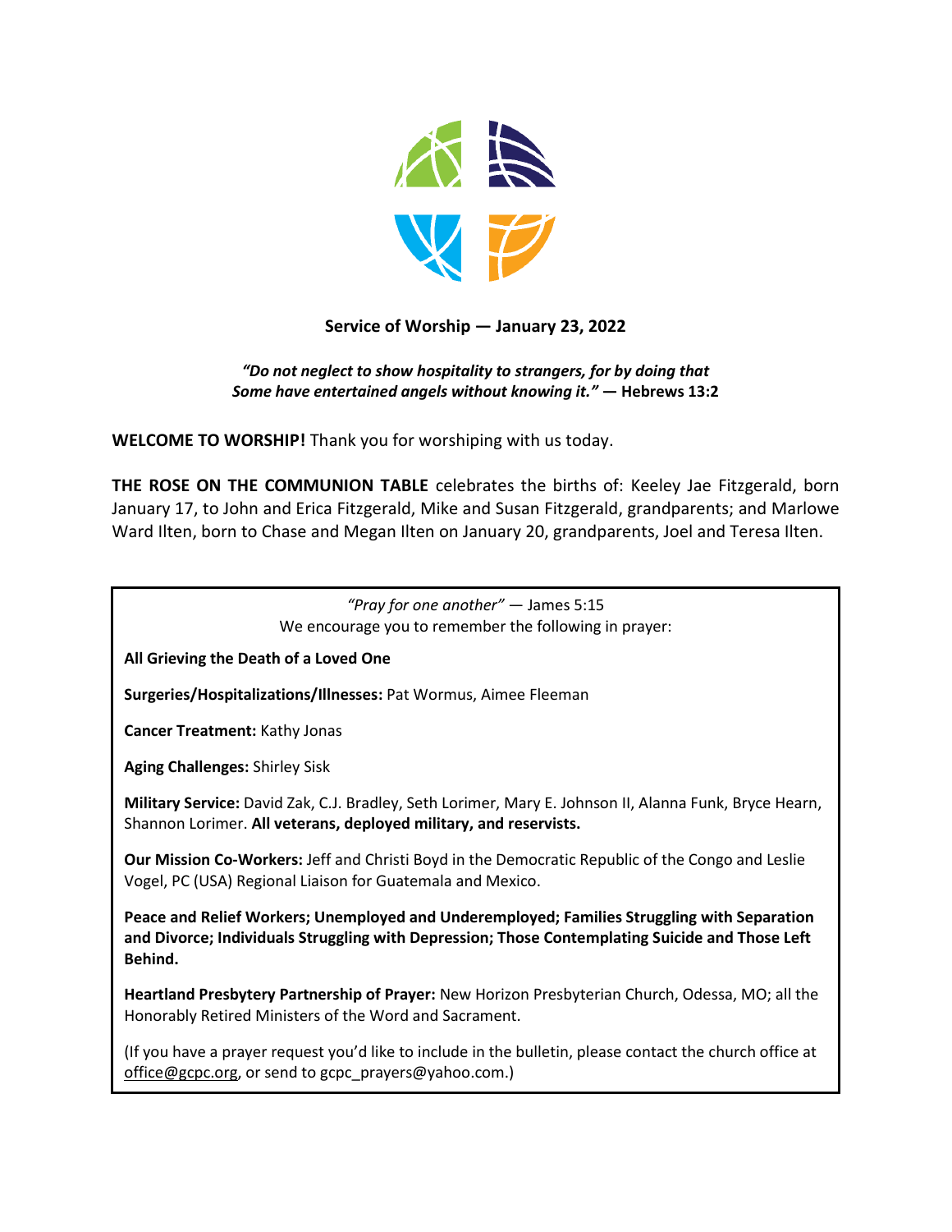**Service of Worship — January 23, 2022**

*"Do not neglect to show hospitality to strangers, for by doing that Some have entertained angels without knowing it."* **— Hebrews 13:2**

**WELCOME TO WORSHIP!** Thank you for worshiping with us today.

**THE ROSE ON THE COMMUNION TABLE** celebrates the births of: Keeley Jae Fitzgerald, born January 17, to John and Erica Fitzgerald, Mike and Susan Fitzgerald, grandparents; and Marlowe Ward Ilten, born to Chase and Megan Ilten on January 20, grandparents, Joel and Teresa Ilten.

*"Pray for one another"* — James 5:15
We encourage you to remember the following in prayer:

**All Grieving the Death of a Loved One**

**Surgeries/Hospitalizations/Illnesses:** Pat Wormus, Aimee Fleeman

**Cancer Treatment:** Kathy Jonas

**Aging Challenges:** Shirley Sisk

**Military Service:** David Zak, C.J. Bradley, Seth Lorimer, Mary E. Johnson II, Alanna Funk, Bryce Hearn, Shannon Lorimer. **All veterans, deployed military, and reservists.**

**Our Mission Co-Workers:** Jeff and Christi Boyd in the Democratic Republic of the Congo and Leslie Vogel, PC (USA) Regional Liaison for Guatemala and Mexico.

**Peace and Relief Workers; Unemployed and Underemployed; Families Struggling with Separation and Divorce; Individuals Struggling with Depression; Those Contemplating Suicide and Those Left Behind.**

**Heartland Presbytery Partnership of Prayer:** New Horizon Presbyterian Church, Odessa, MO; all the Honorably Retired Ministers of the Word and Sacrament.

(If you have a prayer request you'd like to include in the bulletin, please contact the church office at office@gcpc.org, or send to gcpc_prayers@yahoo.com.)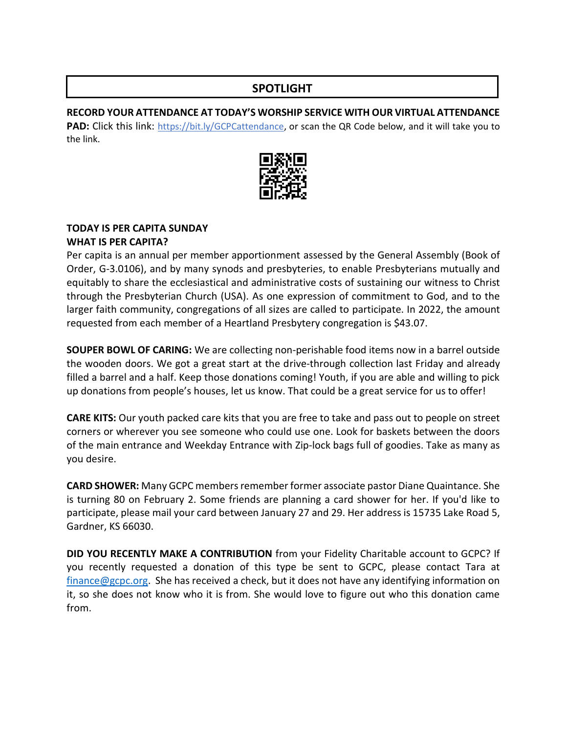## SPOTLIGHT

**RECORD YOUR ATTENDANCE AT TODAY'S WORSHIP SERVICE WITH OUR VIRTUAL ATTENDANCE PAD:** Click this link: https://bit.ly/GCPCattendance, or scan the QR Code below, and it will take you to the link.

**TODAY IS PER CAPITA SUNDAY**
**WHAT IS PER CAPITA?**
Per capita is an annual per member apportionment assessed by the General Assembly (Book of Order, G-3.0106), and by many synods and presbyteries, to enable Presbyterians mutually and equitably to share the ecclesiastical and administrative costs of sustaining our witness to Christ through the Presbyterian Church (USA). As one expression of commitment to God, and to the larger faith community, congregations of all sizes are called to participate. In 2022, the amount requested from each member of a Heartland Presbytery congregation is $43.07.

**SOUPER BOWL OF CARING:** We are collecting non-perishable food items now in a barrel outside the wooden doors. We got a great start at the drive-through collection last Friday and already filled a barrel and a half. Keep those donations coming! Youth, if you are able and willing to pick up donations from people's houses, let us know. That could be a great service for us to offer!

**CARE KITS:** Our youth packed care kits that you are free to take and pass out to people on street corners or wherever you see someone who could use one. Look for baskets between the doors of the main entrance and Weekday Entrance with Zip-lock bags full of goodies. Take as many as you desire.

**CARD SHOWER:** Many GCPC members remember former associate pastor Diane Quaintance. She is turning 80 on February 2. Some friends are planning a card shower for her. If you'd like to participate, please mail your card between January 27 and 29. Her address is 15735 Lake Road 5, Gardner, KS 66030.

**DID YOU RECENTLY MAKE A CONTRIBUTION** from your Fidelity Charitable account to GCPC? If you recently requested a donation of this type be sent to GCPC, please contact Tara at finance@gcpc.org. She has received a check, but it does not have any identifying information on it, so she does not know who it is from. She would love to figure out who this donation came from.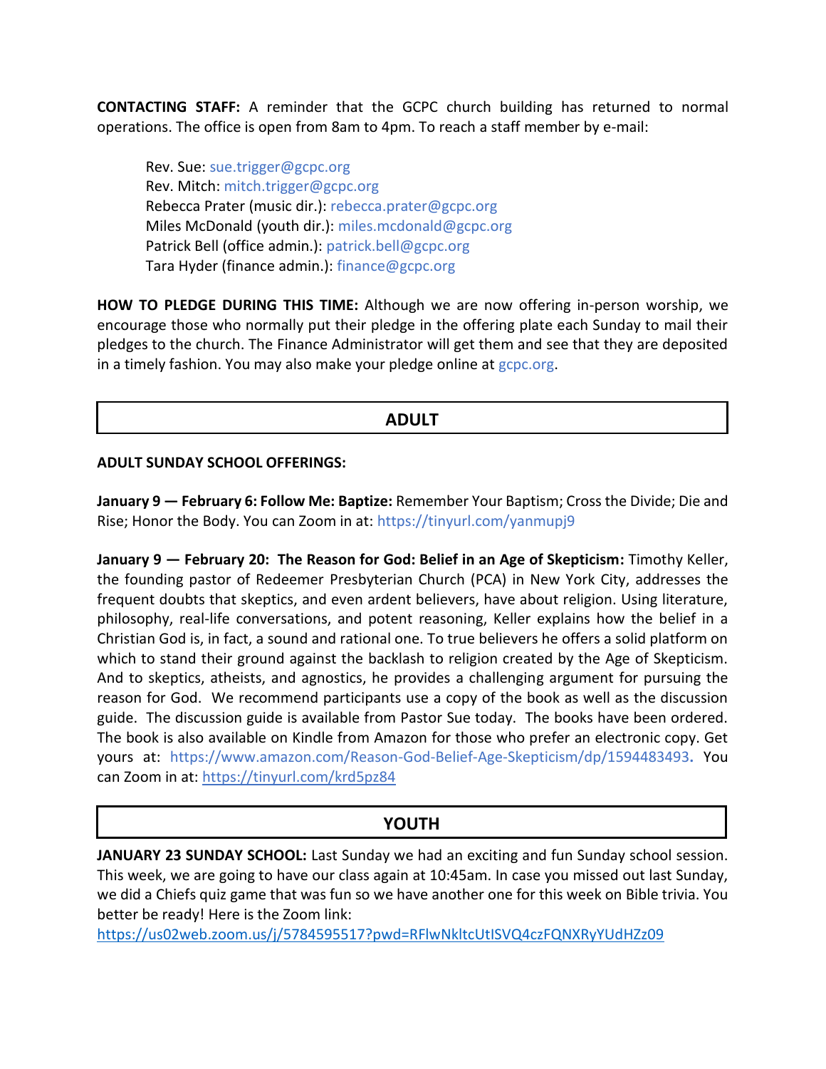**CONTACTING STAFF:** A reminder that the GCPC church building has returned to normal operations. The office is open from 8am to 4pm. To reach a staff member by e-mail:

Rev. Sue: sue.trigger@gcpc.org
Rev. Mitch: mitch.trigger@gcpc.org
Rebecca Prater (music dir.): rebecca.prater@gcpc.org
Miles McDonald (youth dir.): miles.mcdonald@gcpc.org
Patrick Bell (office admin.): patrick.bell@gcpc.org
Tara Hyder (finance admin.): finance@gcpc.org

**HOW TO PLEDGE DURING THIS TIME:** Although we are now offering in-person worship, we encourage those who normally put their pledge in the offering plate each Sunday to mail their pledges to the church. The Finance Administrator will get them and see that they are deposited in a timely fashion. You may also make your pledge online at gcpc.org.

## ADULT

**ADULT SUNDAY SCHOOL OFFERINGS:**

**January 9 — February 6: Follow Me: Baptize:** Remember Your Baptism; Cross the Divide; Die and Rise; Honor the Body. You can Zoom in at: https://tinyurl.com/yanmupj9

**January 9 — February 20: The Reason for God: Belief in an Age of Skepticism:** Timothy Keller, the founding pastor of Redeemer Presbyterian Church (PCA) in New York City, addresses the frequent doubts that skeptics, and even ardent believers, have about religion. Using literature, philosophy, real-life conversations, and potent reasoning, Keller explains how the belief in a Christian God is, in fact, a sound and rational one. To true believers he offers a solid platform on which to stand their ground against the backlash to religion created by the Age of Skepticism. And to skeptics, atheists, and agnostics, he provides a challenging argument for pursuing the reason for God. We recommend participants use a copy of the book as well as the discussion guide. The discussion guide is available from Pastor Sue today. The books have been ordered. The book is also available on Kindle from Amazon for those who prefer an electronic copy. Get yours at: https://www.amazon.com/Reason-God-Belief-Age-Skepticism/dp/1594483493**.** You can Zoom in at: https://tinyurl.com/krd5pz84

## YOUTH

**JANUARY 23 SUNDAY SCHOOL:** Last Sunday we had an exciting and fun Sunday school session. This week, we are going to have our class again at 10:45am. In case you missed out last Sunday, we did a Chiefs quiz game that was fun so we have another one for this week on Bible trivia. You better be ready! Here is the Zoom link:
https://us02web.zoom.us/j/5784595517?pwd=RFlwNkltcUtISVQ4czFQNXRyYUdHZz09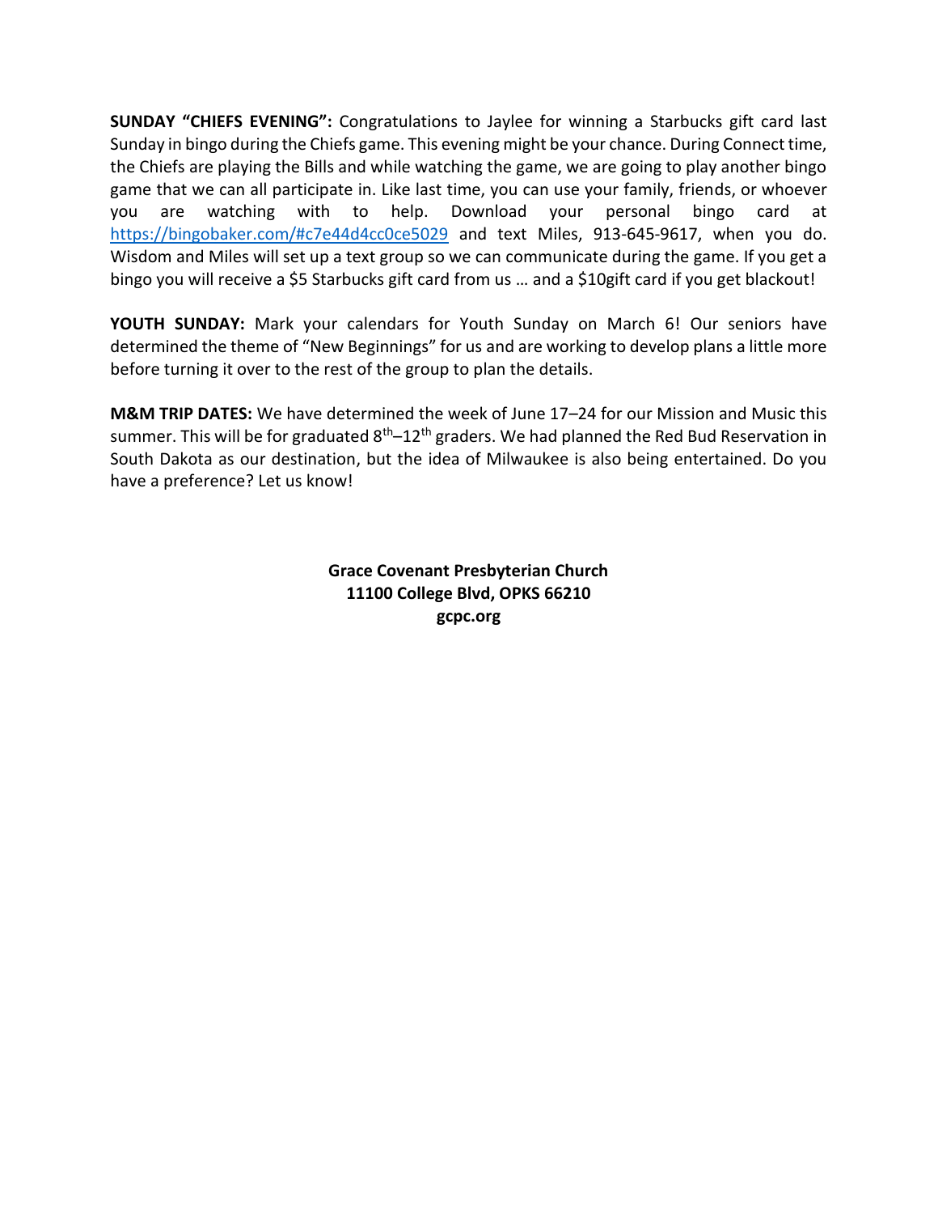**SUNDAY "CHIEFS EVENING":** Congratulations to Jaylee for winning a Starbucks gift card last Sunday in bingo during the Chiefs game. This evening might be your chance. During Connect time, the Chiefs are playing the Bills and while watching the game, we are going to play another bingo game that we can all participate in. Like last time, you can use your family, friends, or whoever you are watching with to help. Download your personal bingo card at https://bingobaker.com/#c7e44d4cc0ce5029 and text Miles, 913-645-9617, when you do. Wisdom and Miles will set up a text group so we can communicate during the game. If you get a bingo you will receive a $5 Starbucks gift card from us … and a $10gift card if you get blackout!

**YOUTH SUNDAY:** Mark your calendars for Youth Sunday on March 6! Our seniors have determined the theme of "New Beginnings" for us and are working to develop plans a little more before turning it over to the rest of the group to plan the details.

**M&M TRIP DATES:** We have determined the week of June 17–24 for our Mission and Music this summer. This will be for graduated 8th–12th graders. We had planned the Red Bud Reservation in South Dakota as our destination, but the idea of Milwaukee is also being entertained. Do you have a preference? Let us know!

**Grace Covenant Presbyterian Church**
**11100 College Blvd, OPKS 66210**
**gcpc.org**